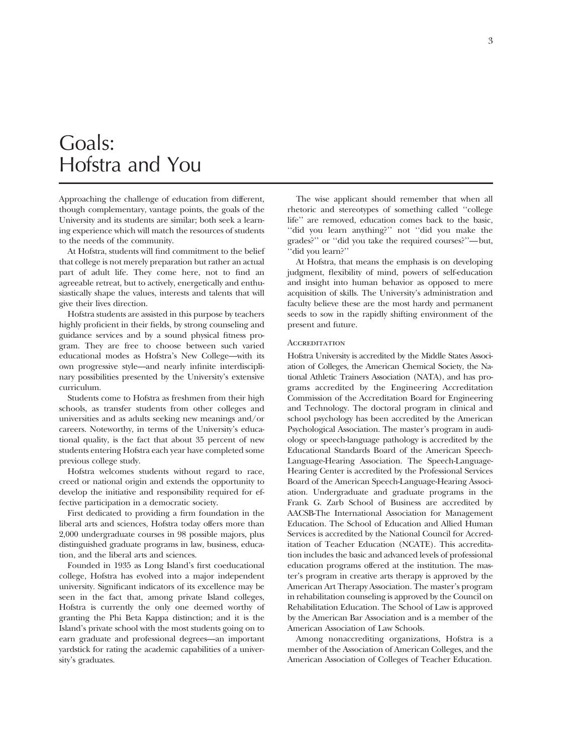# Goals: Hofstra and You

Approaching the challenge of education from different, though complementary, vantage points, the goals of the University and its students are similar; both seek a learning experience which will match the resources of students to the needs of the community.

At Hofstra, students will find commitment to the belief that college is not merely preparation but rather an actual part of adult life. They come here, not to find an agreeable retreat, but to actively, energetically and enthusiastically shape the values, interests and talents that will give their lives direction.

Hofstra students are assisted in this purpose by teachers highly proficient in their fields, by strong counseling and guidance services and by a sound physical fitness program. They are free to choose between such varied educational modes as Hofstra's New College—with its own progressive style—and nearly infinite interdisciplinary possibilities presented by the University's extensive curriculum.

Students come to Hofstra as freshmen from their high schools, as transfer students from other colleges and universities and as adults seeking new meanings and/or careers. Noteworthy, in terms of the University's educational quality, is the fact that about 35 percent of new students entering Hofstra each year have completed some previous college study.

Hofstra welcomes students without regard to race, creed or national origin and extends the opportunity to develop the initiative and responsibility required for effective participation in a democratic society.

First dedicated to providing a firm foundation in the liberal arts and sciences, Hofstra today offers more than 2,000 undergraduate courses in 98 possible majors, plus distinguished graduate programs in law, business, education, and the liberal arts and sciences.

Founded in 1935 as Long Island's first coeducational college, Hofstra has evolved into a major independent university. Significant indicators of its excellence may be seen in the fact that, among private Island colleges, Hofstra is currently the only one deemed worthy of granting the Phi Beta Kappa distinction; and it is the Island's private school with the most students going on to earn graduate and professional degrees—an important yardstick for rating the academic capabilities of a university's graduates.

The wise applicant should remember that when all rhetoric and stereotypes of something called ''college life'' are removed, education comes back to the basic, ''did you learn anything?'' not ''did you make the grades?'' or ''did you take the required courses?''—but, ''did you learn?''

At Hofstra, that means the emphasis is on developing judgment, flexibility of mind, powers of self-education and insight into human behavior as opposed to mere acquisition of skills. The University's administration and faculty believe these are the most hardy and permanent seeds to sow in the rapidly shifting environment of the present and future.

## Accreditation

Hofstra University is accredited by the Middle States Association of Colleges, the American Chemical Society, the National Athletic Trainers Association (NATA), and has programs accredited by the Engineering Accreditation Commission of the Accreditation Board for Engineering and Technology. The doctoral program in clinical and school psychology has been accredited by the American Psychological Association. The master's program in audiology or speech-language pathology is accredited by the Educational Standards Board of the American Speech-Language-Hearing Association. The Speech-Language-Hearing Center is accredited by the Professional Services Board of the American Speech-Language-Hearing Association. Undergraduate and graduate programs in the Frank G. Zarb School of Business are accredited by AACSB-The International Association for Management Education. The School of Education and Allied Human Services is accredited by the National Council for Accreditation of Teacher Education (NCATE). This accreditation includes the basic and advanced levels of professional education programs offered at the institution. The master's program in creative arts therapy is approved by the American Art Therapy Association. The master's program in rehabilitation counseling is approved by the Council on Rehabilitation Education. The School of Law is approved by the American Bar Association and is a member of the American Association of Law Schools.

Among nonaccrediting organizations, Hofstra is a member of the Association of American Colleges, and the American Association of Colleges of Teacher Education.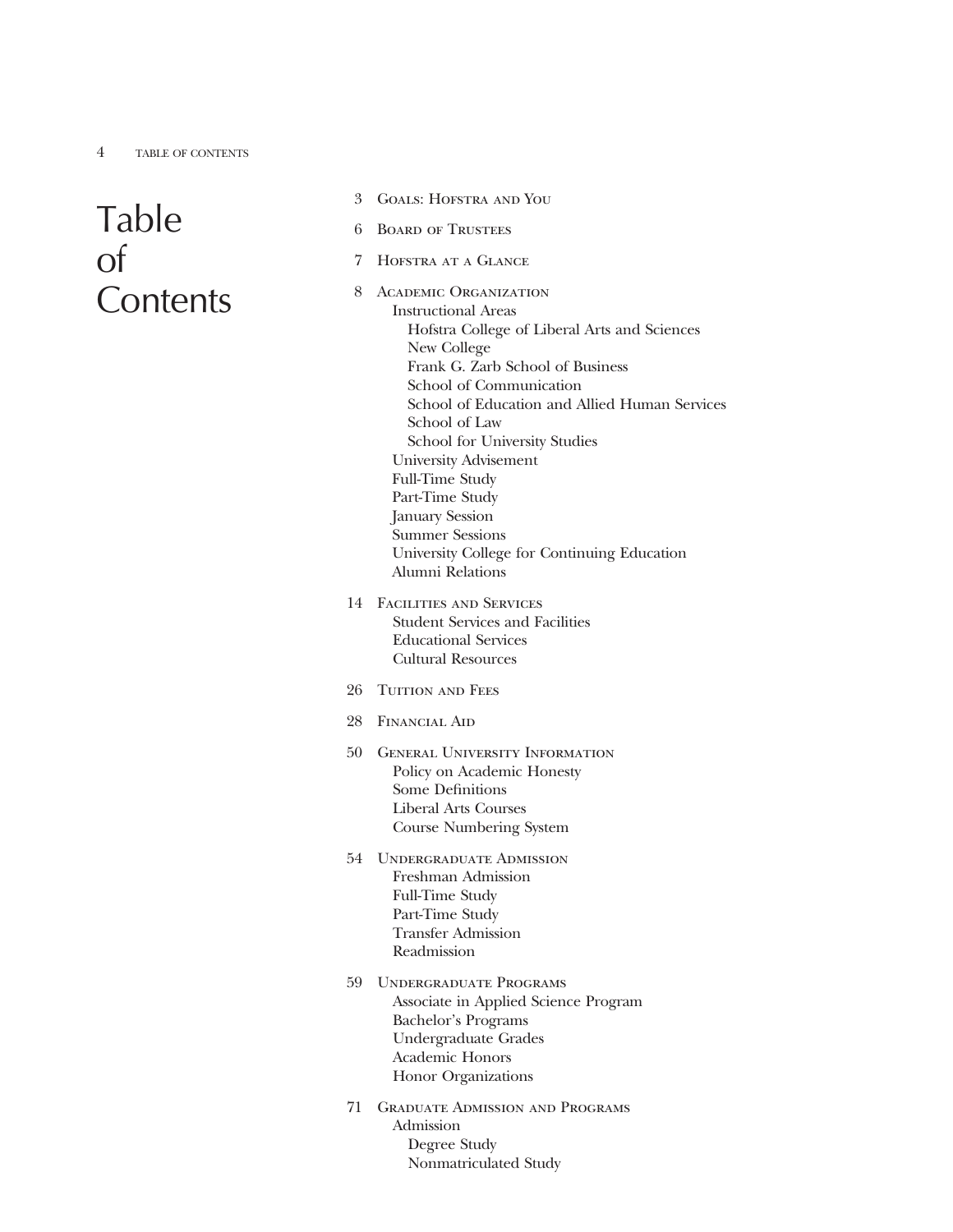# Table of Contents

- 3 Goals: Hofstra and You
- 6 Board of Trustees
- 7 Hofstra at a Glance
- 8 Academic Organization
  - Instructional Areas
    - Hofstra College of Liberal Arts and Sciences
    - New College
    - Frank G. Zarb School of Business
    - School of Communication
    - School of Education and Allied Human Services
    - School of Law
    - School for University Studies
  - University Advisement
  - Full-Time Study
  - Part-Time Study
  - January Session
  - Summer Sessions
  - University College for Continuing Education
  - Alumni Relations
- 14 Facilities and Services
  - Student Services and Facilities
  - Educational Services
  - Cultural Resources
- 26 Tuition and Fees
- 28 Financial Aid
- 50 General University Information
  - Policy on Academic Honesty
  - Some Definitions
  - Liberal Arts Courses
  - Course Numbering System
- 54 Undergraduate Admission
  - Freshman Admission
  - Full-Time Study
  - Part-Time Study
  - Transfer Admission
  - Readmission
- 59 Undergraduate Programs
  - Associate in Applied Science Program
  - Bachelor's Programs
  - Undergraduate Grades
  - Academic Honors
  - Honor Organizations
- 71 Graduate Admission and Programs
  - Admission
    - Degree Study
    - Nonmatriculated Study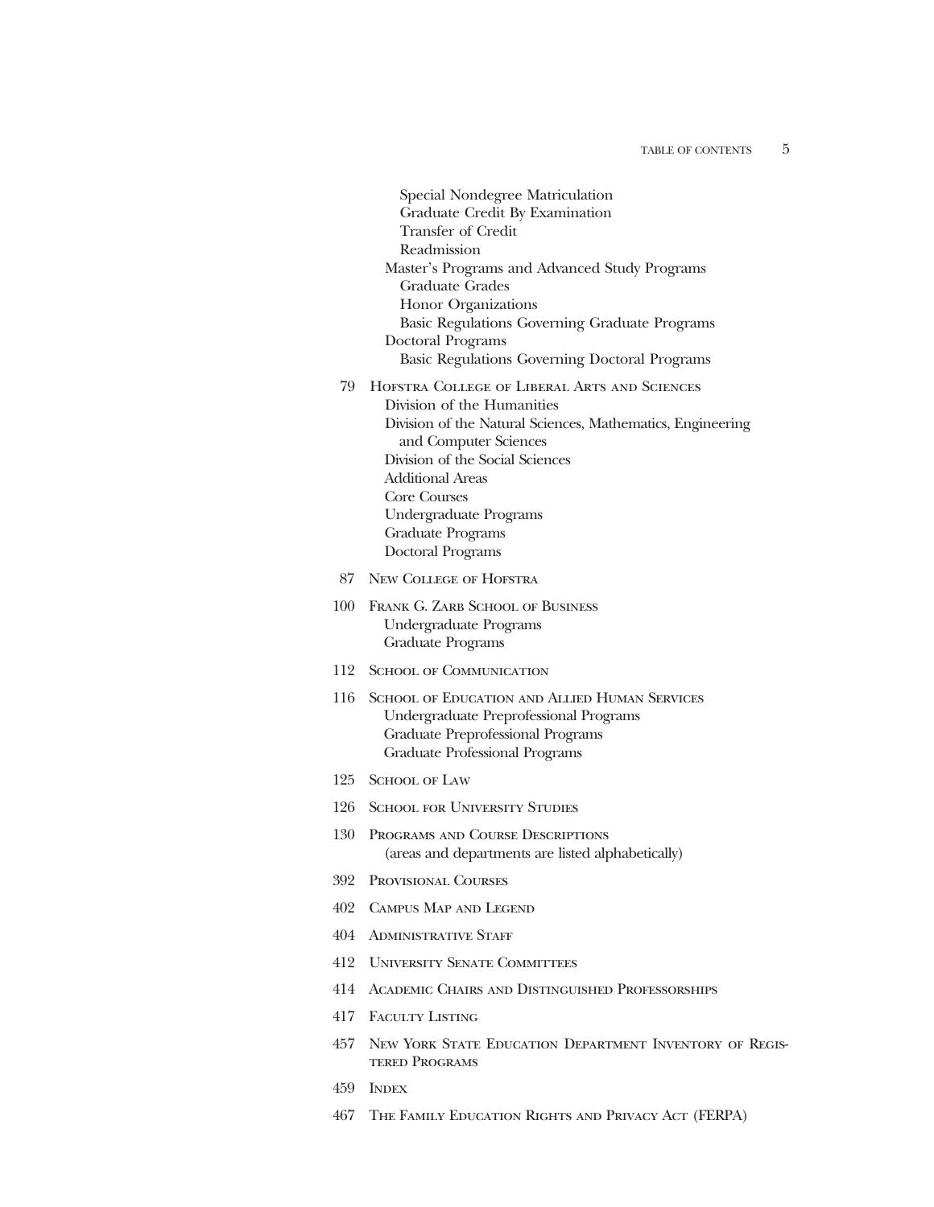Special Nondegree Matriculation
Graduate Credit By Examination
Transfer of Credit
Readmission
Master's Programs and Advanced Study Programs
Graduate Grades
Honor Organizations
Basic Regulations Governing Graduate Programs
Doctoral Programs
Basic Regulations Governing Doctoral Programs

79 Hofstra College of Liberal Arts and Sciences
Division of the Humanities
Division of the Natural Sciences, Mathematics, Engineering and Computer Sciences
Division of the Social Sciences
Additional Areas
Core Courses
Undergraduate Programs
Graduate Programs
Doctoral Programs

87 New College of Hofstra

100 Frank G. Zarb School of Business
Undergraduate Programs
Graduate Programs

112 School of Communication

116 School of Education and Allied Human Services
Undergraduate Preprofessional Programs
Graduate Preprofessional Programs
Graduate Professional Programs

125 School of Law

126 School for University Studies

130 Programs and Course Descriptions
(areas and departments are listed alphabetically)

392 Provisional Courses

402 Campus Map and Legend

404 Administrative Staff

412 University Senate Committees

414 Academic Chairs and Distinguished Professorships

417 Faculty Listing

457 New York State Education Department Inventory of Registered Programs

459 Index

467 The Family Education Rights and Privacy Act (FERPA)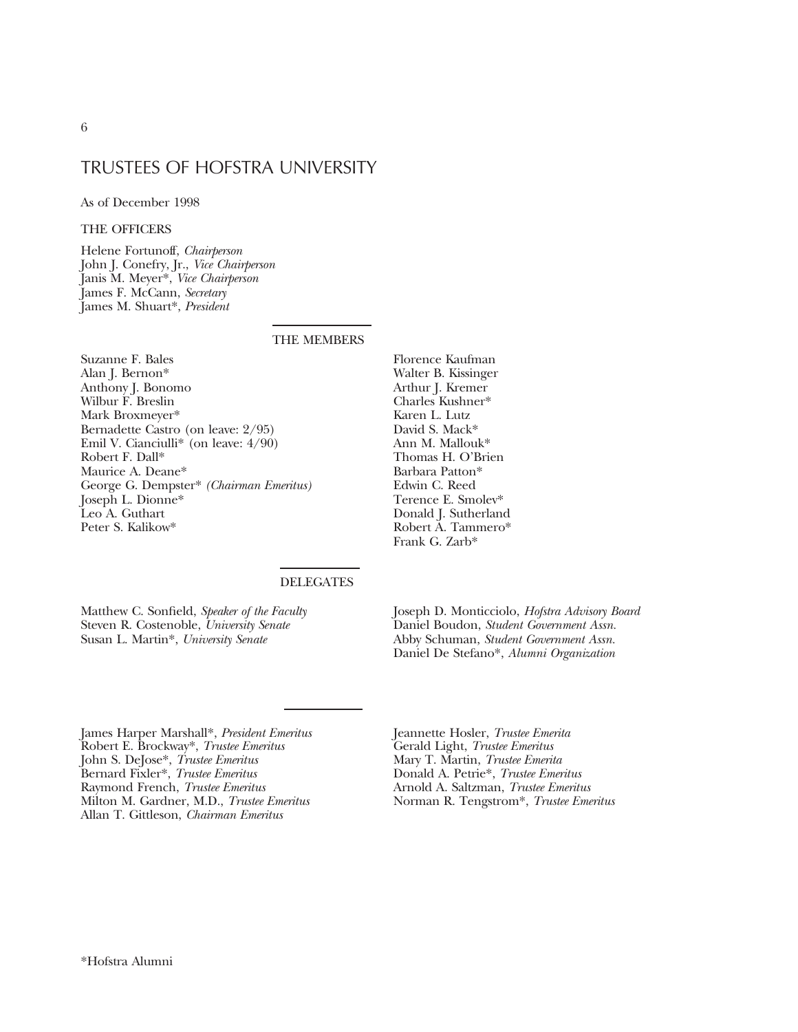# TRUSTEES OF HOFSTRA UNIVERSITY

As of December 1998

## THE OFFICERS

Helene Fortunoff, *Chairperson*
John J. Conefry, Jr., *Vice Chairperson*
Janis M. Meyer*, *Vice Chairperson*
James F. McCann, *Secretary*
James M. Shuart*, *President*

## THE MEMBERS

Suzanne F. Bales
Alan J. Bernon*
Anthony J. Bonomo
Wilbur F. Breslin
Mark Broxmeyer*
Bernadette Castro (on leave: 2/95)
Emil V. Cianciulli* (on leave: 4/90)
Robert F. Dall*
Maurice A. Deane*
George G. Dempster* *(Chairman Emeritus)*
Joseph L. Dionne*
Leo A. Guthart
Peter S. Kalikow*
Florence Kaufman
Walter B. Kissinger
Arthur J. Kremer
Charles Kushner*
Karen L. Lutz
David S. Mack*
Ann M. Mallouk*
Thomas H. O'Brien
Barbara Patton*
Edwin C. Reed
Terence E. Smolev*
Donald J. Sutherland
Robert A. Tammero*
Frank G. Zarb*

## DELEGATES

Matthew C. Sonfield, *Speaker of the Faculty*
Steven R. Costenoble, *University Senate*
Susan L. Martin*, *University Senate*
Joseph D. Monticciolo, *Hofstra Advisory Board*
Daniel Boudon, *Student Government Assn.*
Abby Schuman, *Student Government Assn.*
Daniel De Stefano*, *Alumni Organization*

---

James Harper Marshall*, *President Emeritus*
Robert E. Brockway*, *Trustee Emeritus*
John S. DeJose*, *Trustee Emeritus*
Bernard Fixler*, *Trustee Emeritus*
Raymond French, *Trustee Emeritus*
Milton M. Gardner, M.D., *Trustee Emeritus*
Allan T. Gittleson, *Chairman Emeritus*
Jeannette Hosler, *Trustee Emerita*
Gerald Light, *Trustee Emeritus*
Mary T. Martin, *Trustee Emerita*
Donald A. Petrie*, *Trustee Emeritus*
Arnold A. Saltzman, *Trustee Emeritus*
Norman R. Tengstrom*, *Trustee Emeritus*

*Hofstra Alumni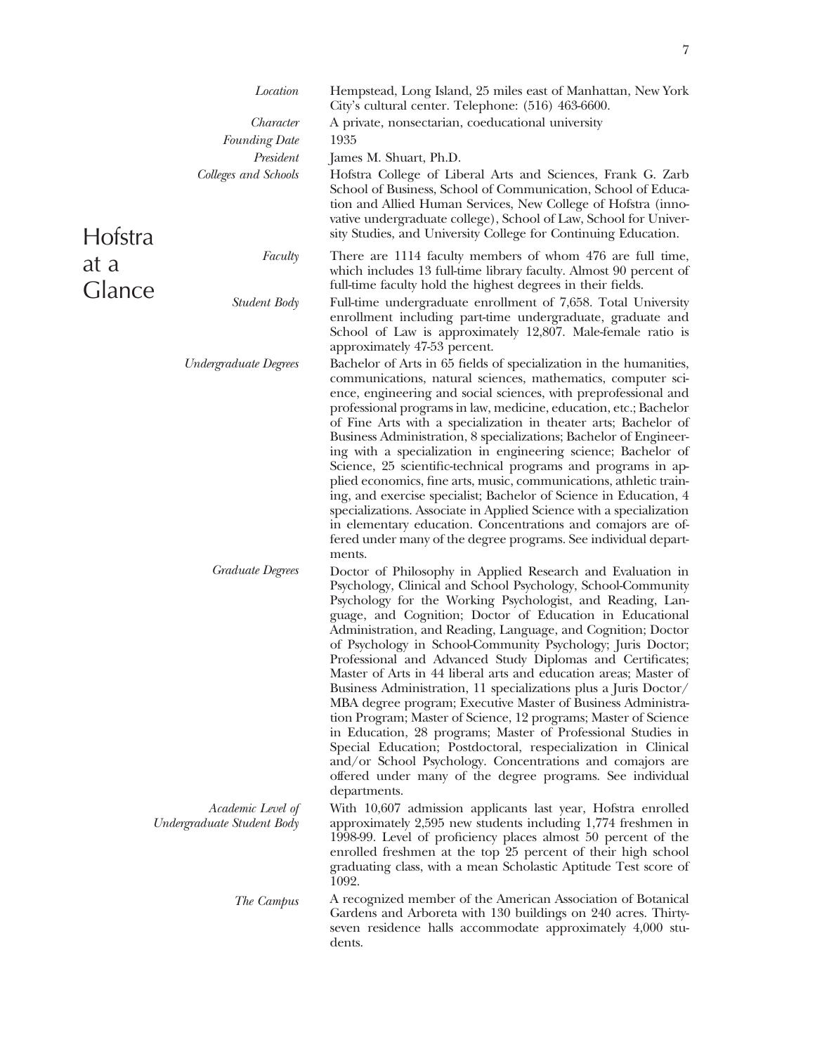# Hofstra at a Glance

*Location*
Hempstead, Long Island, 25 miles east of Manhattan, New York City's cultural center. Telephone: (516) 463-6600.

*Character*
A private, nonsectarian, coeducational university

*Founding Date*
1935

*President*
James M. Shuart, Ph.D.

*Colleges and Schools*
Hofstra College of Liberal Arts and Sciences, Frank G. Zarb School of Business, School of Communication, School of Education and Allied Human Services, New College of Hofstra (innovative undergraduate college), School of Law, School for University Studies, and University College for Continuing Education.

*Faculty*
There are 1114 faculty members of whom 476 are full time, which includes 13 full-time library faculty. Almost 90 percent of full-time faculty hold the highest degrees in their fields.

*Student Body*
Full-time undergraduate enrollment of 7,658. Total University enrollment including part-time undergraduate, graduate and School of Law is approximately 12,807. Male-female ratio is approximately 47-53 percent.

*Undergraduate Degrees*
Bachelor of Arts in 65 fields of specialization in the humanities, communications, natural sciences, mathematics, computer science, engineering and social sciences, with preprofessional and professional programs in law, medicine, education, etc.; Bachelor of Fine Arts with a specialization in theater arts; Bachelor of Business Administration, 8 specializations; Bachelor of Engineering with a specialization in engineering science; Bachelor of Science, 25 scientific-technical programs and programs in applied economics, fine arts, music, communications, athletic training, and exercise specialist; Bachelor of Science in Education, 4 specializations. Associate in Applied Science with a specialization in elementary education. Concentrations and comajors are offered under many of the degree programs. See individual departments.

*Graduate Degrees*
Doctor of Philosophy in Applied Research and Evaluation in Psychology, Clinical and School Psychology, School-Community Psychology for the Working Psychologist, and Reading, Language, and Cognition; Doctor of Education in Educational Administration, and Reading, Language, and Cognition; Doctor of Psychology in School-Community Psychology; Juris Doctor; Professional and Advanced Study Diplomas and Certificates; Master of Arts in 44 liberal arts and education areas; Master of Business Administration, 11 specializations plus a Juris Doctor/MBA degree program; Executive Master of Business Administration Program; Master of Science, 12 programs; Master of Science in Education, 28 programs; Master of Professional Studies in Special Education; Postdoctoral, respecialization in Clinical and/or School Psychology. Concentrations and comajors are offered under many of the degree programs. See individual departments.

*Academic Level of Undergraduate Student Body*
With 10,607 admission applicants last year, Hofstra enrolled approximately 2,595 new students including 1,774 freshmen in 1998-99. Level of proficiency places almost 50 percent of the enrolled freshmen at the top 25 percent of their high school graduating class, with a mean Scholastic Aptitude Test score of 1092.

*The Campus*
A recognized member of the American Association of Botanical Gardens and Arboreta with 130 buildings on 240 acres. Thirty-seven residence halls accommodate approximately 4,000 students.